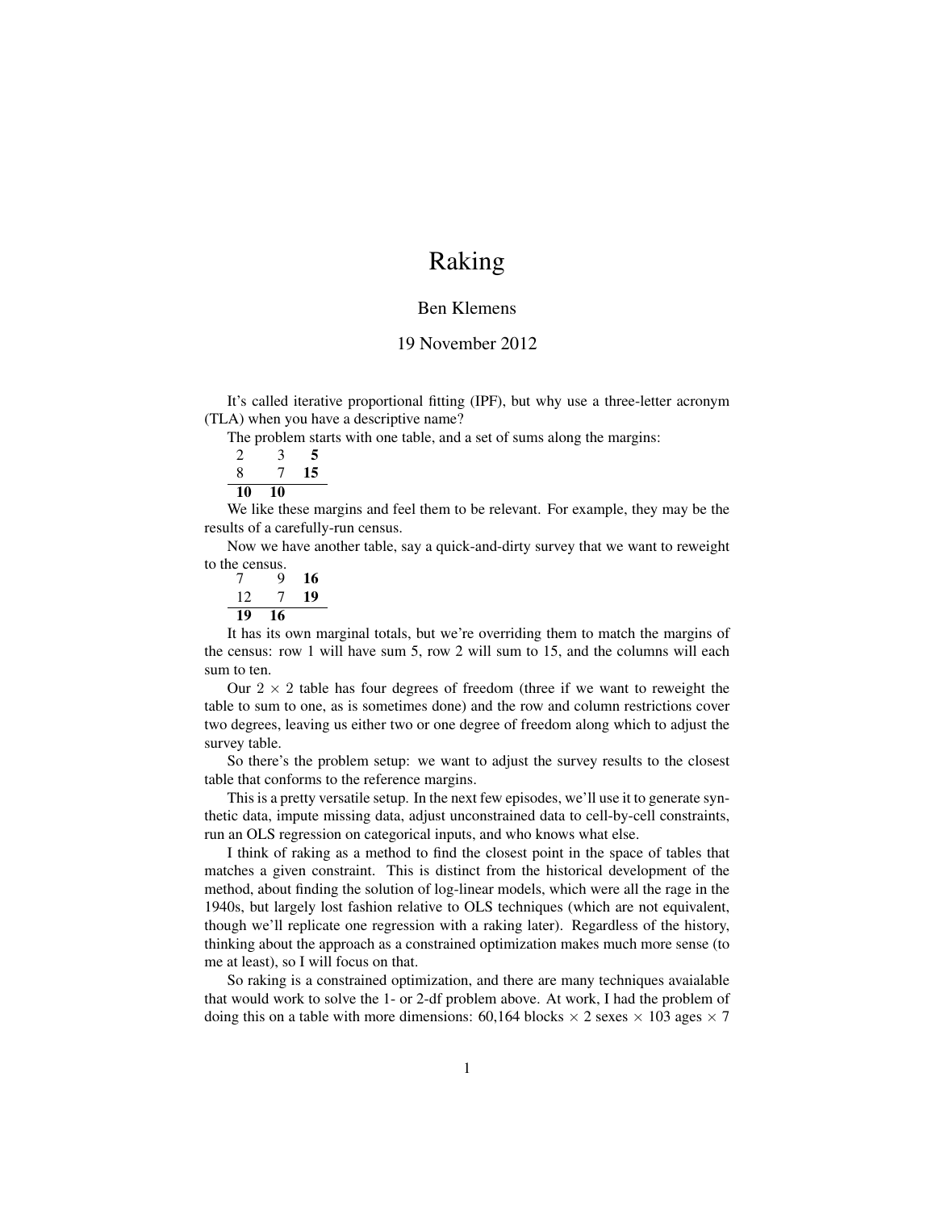# Raking

Ben Klemens

19 November 2012

It's called iterative proportional fitting (IPF), but why use a three-letter acronym (TLA) when you have a descriptive name?

The problem starts with one table, and a set of sums along the margins:

| | | |
|---|---|---|
| 2 | 3 | **5** |
| 8 | 7 | **15** |
| **10** | **10** | |

We like these margins and feel them to be relevant. For example, they may be the results of a carefully-run census.

Now we have another table, say a quick-and-dirty survey that we want to reweight to the census.

| | | |
|---|---|---|
| 7 | 9 | **16** |
| 12 | 7 | **19** |
| **19** | **16** | |

It has its own marginal totals, but we're overriding them to match the margins of the census: row 1 will have sum 5, row 2 will sum to 15, and the columns will each sum to ten.

Our $2 \times 2$ table has four degrees of freedom (three if we want to reweight the table to sum to one, as is sometimes done) and the row and column restrictions cover two degrees, leaving us either two or one degree of freedom along which to adjust the survey table.

So there's the problem setup: we want to adjust the survey results to the closest table that conforms to the reference margins.

This is a pretty versatile setup. In the next few episodes, we'll use it to generate synthetic data, impute missing data, adjust unconstrained data to cell-by-cell constraints, run an OLS regression on categorical inputs, and who knows what else.

I think of raking as a method to find the closest point in the space of tables that matches a given constraint. This is distinct from the historical development of the method, about finding the solution of log-linear models, which were all the rage in the 1940s, but largely lost fashion relative to OLS techniques (which are not equivalent, though we'll replicate one regression with a raking later). Regardless of the history, thinking about the approach as a constrained optimization makes much more sense (to me at least), so I will focus on that.

So raking is a constrained optimization, and there are many techniques avaialable that would work to solve the 1- or 2-df problem above. At work, I had the problem of doing this on a table with more dimensions: 60,164 blocks $\times$ 2 sexes $\times$ 103 ages $\times$ 7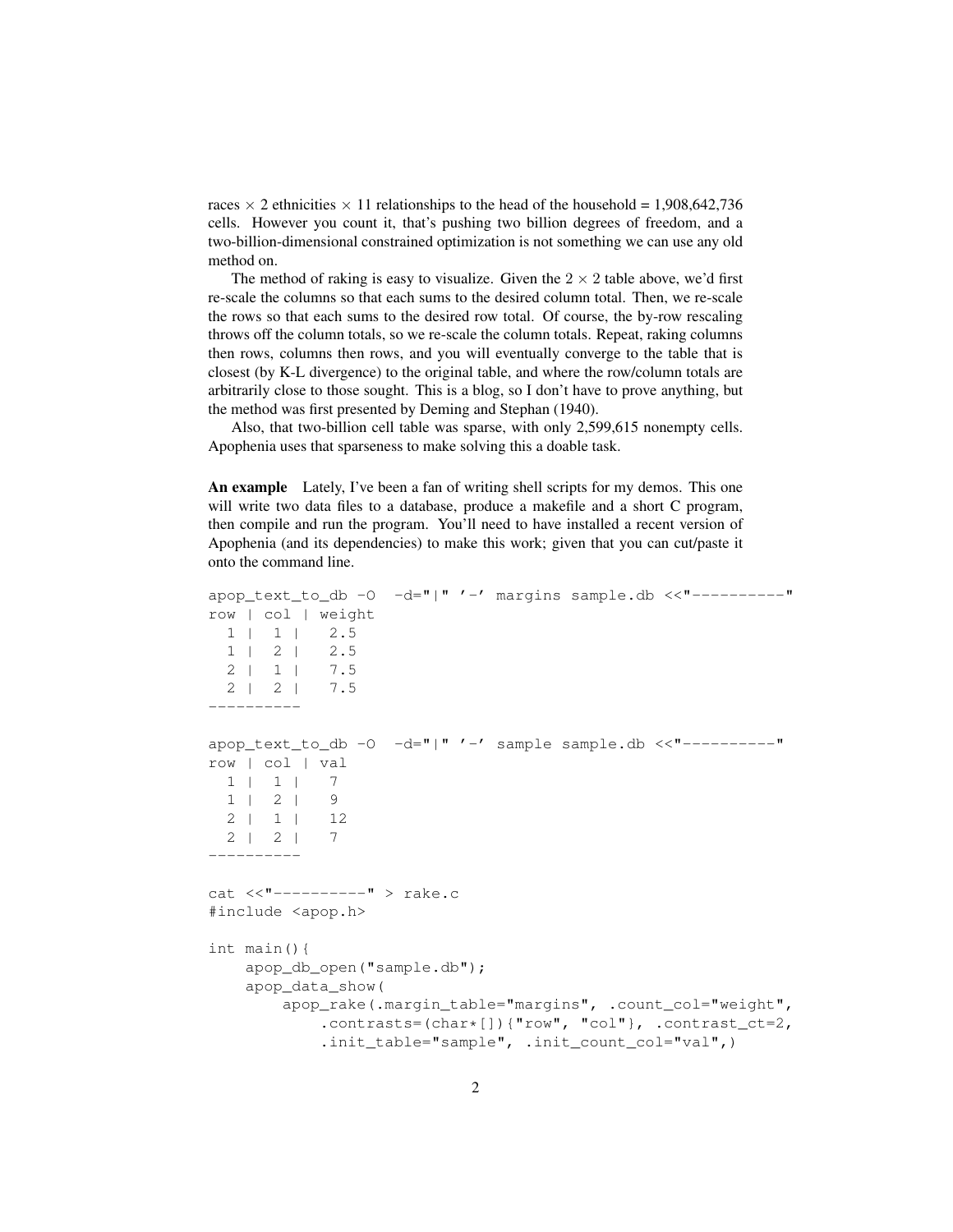races × 2 ethnicities × 11 relationships to the head of the household = 1,908,642,736 cells. However you count it, that's pushing two billion degrees of freedom, and a two-billion-dimensional constrained optimization is not something we can use any old method on.

The method of raking is easy to visualize. Given the 2 × 2 table above, we'd first re-scale the columns so that each sums to the desired column total. Then, we re-scale the rows so that each sums to the desired row total. Of course, the by-row rescaling throws off the column totals, so we re-scale the column totals. Repeat, raking columns then rows, columns then rows, and you will eventually converge to the table that is closest (by K-L divergence) to the original table, and where the row/column totals are arbitrarily close to those sought. This is a blog, so I don't have to prove anything, but the method was first presented by Deming and Stephan (1940).

Also, that two-billion cell table was sparse, with only 2,599,615 nonempty cells. Apophenia uses that sparseness to make solving this a doable task.

**An example** Lately, I've been a fan of writing shell scripts for my demos. This one will write two data files to a database, produce a makefile and a short C program, then compile and run the program. You'll need to have installed a recent version of Apophenia (and its dependencies) to make this work; given that you can cut/paste it onto the command line.

```
apop_text_to_db -O  -d="|" '-' margins sample.db <<"----------"
row | col | weight
  1 |   1 |    2.5
  1 |   2 |    2.5
  2 |   1 |    7.5
  2 |   2 |    7.5
----------

apop_text_to_db -O  -d="|" '-' sample sample.db <<"----------"
row | col | val
  1 |   1 |    7
  1 |   2 |    9
  2 |   1 |    12
  2 |   2 |    7
----------

cat <<"----------" > rake.c
#include <apop.h>

int main(){
    apop_db_open("sample.db");
    apop_data_show(
        apop_rake(.margin_table="margins", .count_col="weight",
            .contrasts=(char*[]){"row", "col"}, .contrast_ct=2,
            .init_table="sample", .init_count_col="val",)
```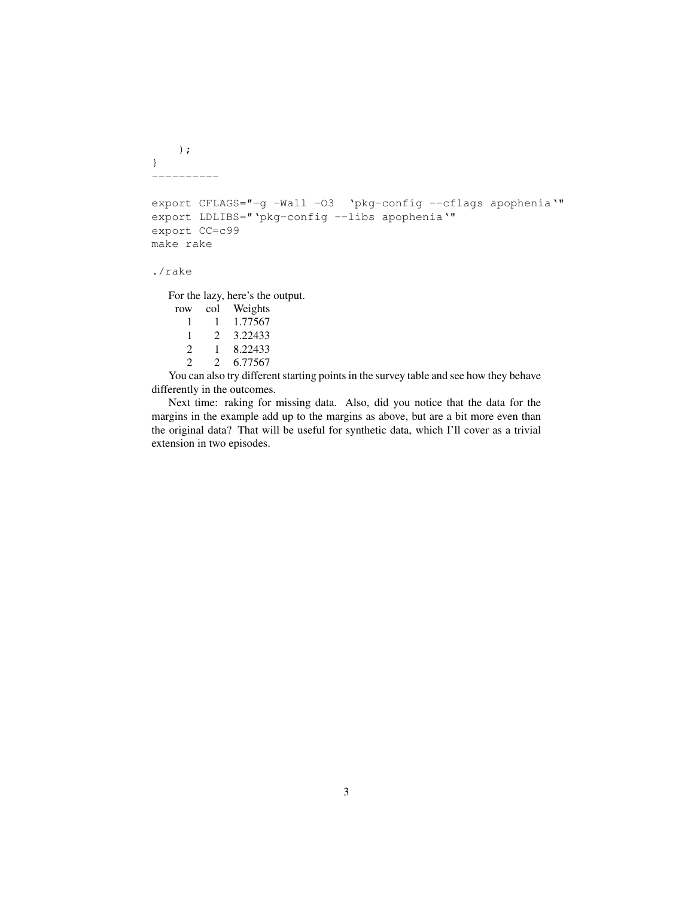```
    );
}
----------

export CFLAGS="-g -Wall -O3  `pkg-config --cflags apophenia`"
export LDLIBS="`pkg-config --libs apophenia`"
export CC=c99
make rake

./rake
```

For the lazy, here's the output.

| row | col | Weights |
|---|---|---|
| 1 | 1 | 1.77567 |
| 1 | 2 | 3.22433 |
| 2 | 1 | 8.22433 |
| 2 | 2 | 6.77567 |

You can also try different starting points in the survey table and see how they behave differently in the outcomes.

Next time: raking for missing data. Also, did you notice that the data for the margins in the example add up to the margins as above, but are a bit more even than the original data? That will be useful for synthetic data, which I'll cover as a trivial extension in two episodes.